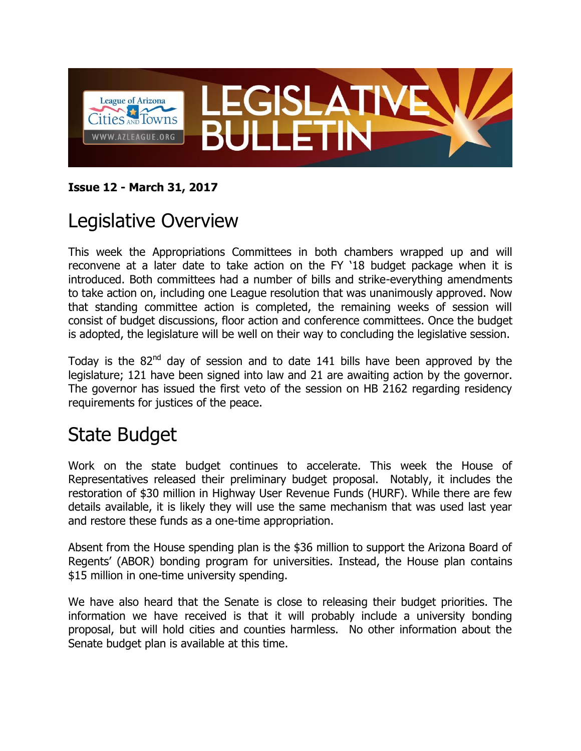# LEGISLATIVE BULLETIN

League of Arizona Cities and Towns
WWW.AZLEAGUE.ORG

**Issue 12 - March 31, 2017**

## Legislative Overview

This week the Appropriations Committees in both chambers wrapped up and will reconvene at a later date to take action on the FY '18 budget package when it is introduced. Both committees had a number of bills and strike-everything amendments to take action on, including one League resolution that was unanimously approved. Now that standing committee action is completed, the remaining weeks of session will consist of budget discussions, floor action and conference committees. Once the budget is adopted, the legislature will be well on their way to concluding the legislative session.

Today is the 82nd day of session and to date 141 bills have been approved by the legislature; 121 have been signed into law and 21 are awaiting action by the governor. The governor has issued the first veto of the session on HB 2162 regarding residency requirements for justices of the peace.

## State Budget

Work on the state budget continues to accelerate. This week the House of Representatives released their preliminary budget proposal. Notably, it includes the restoration of $30 million in Highway User Revenue Funds (HURF). While there are few details available, it is likely they will use the same mechanism that was used last year and restore these funds as a one-time appropriation.

Absent from the House spending plan is the $36 million to support the Arizona Board of Regents' (ABOR) bonding program for universities. Instead, the House plan contains $15 million in one-time university spending.

We have also heard that the Senate is close to releasing their budget priorities. The information we have received is that it will probably include a university bonding proposal, but will hold cities and counties harmless. No other information about the Senate budget plan is available at this time.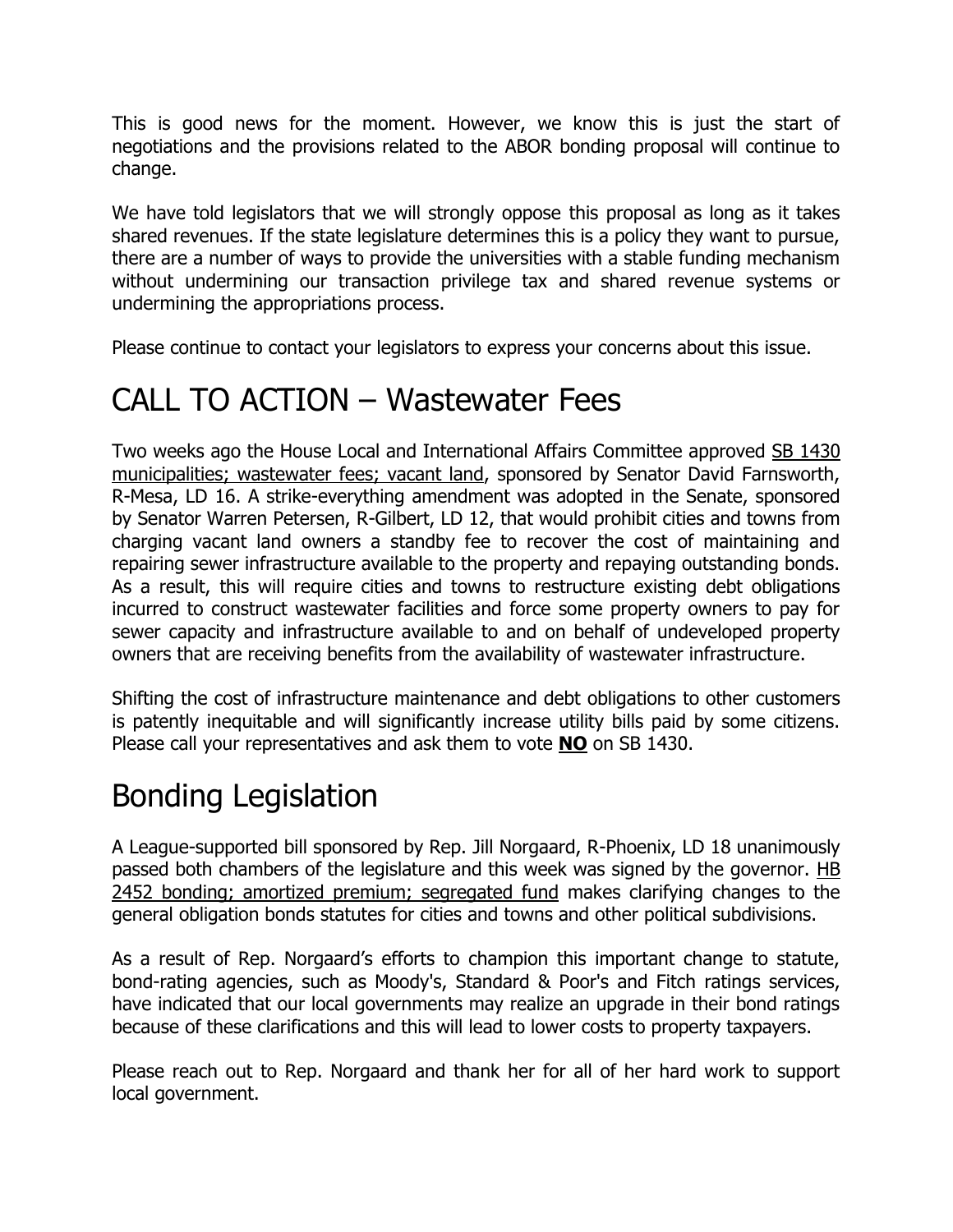This is good news for the moment. However, we know this is just the start of negotiations and the provisions related to the ABOR bonding proposal will continue to change.

We have told legislators that we will strongly oppose this proposal as long as it takes shared revenues. If the state legislature determines this is a policy they want to pursue, there are a number of ways to provide the universities with a stable funding mechanism without undermining our transaction privilege tax and shared revenue systems or undermining the appropriations process.

Please continue to contact your legislators to express your concerns about this issue.

# CALL TO ACTION – Wastewater Fees

Two weeks ago the House Local and International Affairs Committee approved SB 1430 municipalities; wastewater fees; vacant land, sponsored by Senator David Farnsworth, R-Mesa, LD 16. A strike-everything amendment was adopted in the Senate, sponsored by Senator Warren Petersen, R-Gilbert, LD 12, that would prohibit cities and towns from charging vacant land owners a standby fee to recover the cost of maintaining and repairing sewer infrastructure available to the property and repaying outstanding bonds. As a result, this will require cities and towns to restructure existing debt obligations incurred to construct wastewater facilities and force some property owners to pay for sewer capacity and infrastructure available to and on behalf of undeveloped property owners that are receiving benefits from the availability of wastewater infrastructure.

Shifting the cost of infrastructure maintenance and debt obligations to other customers is patently inequitable and will significantly increase utility bills paid by some citizens. Please call your representatives and ask them to vote **NO** on SB 1430.

# Bonding Legislation

A League-supported bill sponsored by Rep. Jill Norgaard, R-Phoenix, LD 18 unanimously passed both chambers of the legislature and this week was signed by the governor. HB 2452 bonding; amortized premium; segregated fund makes clarifying changes to the general obligation bonds statutes for cities and towns and other political subdivisions.

As a result of Rep. Norgaard's efforts to champion this important change to statute, bond-rating agencies, such as Moody's, Standard & Poor's and Fitch ratings services, have indicated that our local governments may realize an upgrade in their bond ratings because of these clarifications and this will lead to lower costs to property taxpayers.

Please reach out to Rep. Norgaard and thank her for all of her hard work to support local government.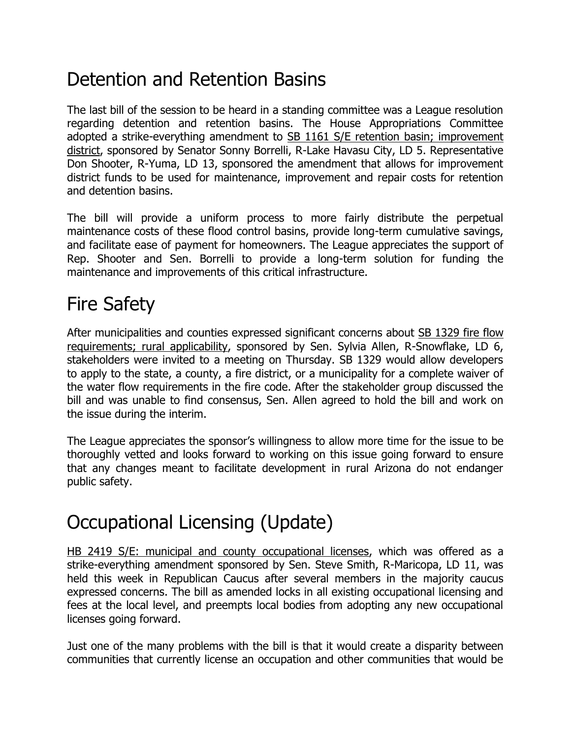# Detention and Retention Basins

The last bill of the session to be heard in a standing committee was a League resolution regarding detention and retention basins. The House Appropriations Committee adopted a strike-everything amendment to SB 1161 S/E retention basin; improvement district, sponsored by Senator Sonny Borrelli, R-Lake Havasu City, LD 5. Representative Don Shooter, R-Yuma, LD 13, sponsored the amendment that allows for improvement district funds to be used for maintenance, improvement and repair costs for retention and detention basins.

The bill will provide a uniform process to more fairly distribute the perpetual maintenance costs of these flood control basins, provide long-term cumulative savings, and facilitate ease of payment for homeowners. The League appreciates the support of Rep. Shooter and Sen. Borrelli to provide a long-term solution for funding the maintenance and improvements of this critical infrastructure.

# Fire Safety

After municipalities and counties expressed significant concerns about SB 1329 fire flow requirements; rural applicability, sponsored by Sen. Sylvia Allen, R-Snowflake, LD 6, stakeholders were invited to a meeting on Thursday. SB 1329 would allow developers to apply to the state, a county, a fire district, or a municipality for a complete waiver of the water flow requirements in the fire code. After the stakeholder group discussed the bill and was unable to find consensus, Sen. Allen agreed to hold the bill and work on the issue during the interim.

The League appreciates the sponsor's willingness to allow more time for the issue to be thoroughly vetted and looks forward to working on this issue going forward to ensure that any changes meant to facilitate development in rural Arizona do not endanger public safety.

# Occupational Licensing (Update)

HB 2419 S/E: municipal and county occupational licenses, which was offered as a strike-everything amendment sponsored by Sen. Steve Smith, R-Maricopa, LD 11, was held this week in Republican Caucus after several members in the majority caucus expressed concerns. The bill as amended locks in all existing occupational licensing and fees at the local level, and preempts local bodies from adopting any new occupational licenses going forward.

Just one of the many problems with the bill is that it would create a disparity between communities that currently license an occupation and other communities that would be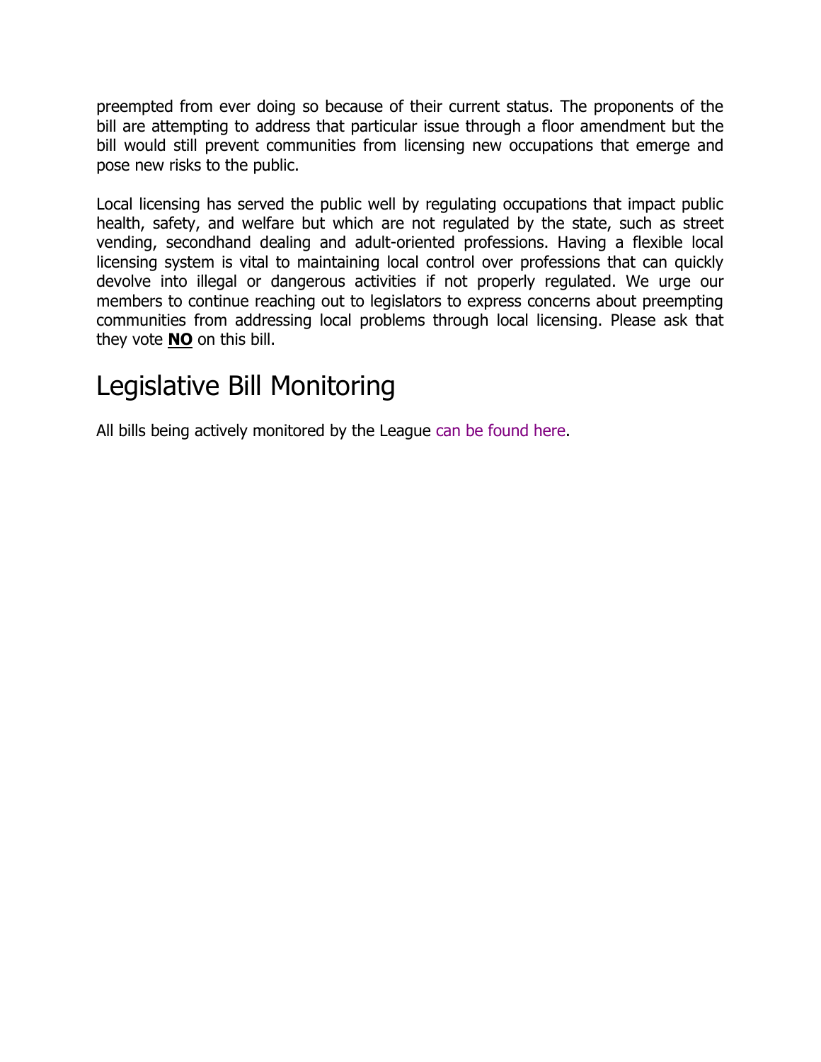preempted from ever doing so because of their current status. The proponents of the bill are attempting to address that particular issue through a floor amendment but the bill would still prevent communities from licensing new occupations that emerge and pose new risks to the public.

Local licensing has served the public well by regulating occupations that impact public health, safety, and welfare but which are not regulated by the state, such as street vending, secondhand dealing and adult-oriented professions. Having a flexible local licensing system is vital to maintaining local control over professions that can quickly devolve into illegal or dangerous activities if not properly regulated. We urge our members to continue reaching out to legislators to express concerns about preempting communities from addressing local problems through local licensing. Please ask that they vote **NO** on this bill.

# Legislative Bill Monitoring

All bills being actively monitored by the League can be found here.